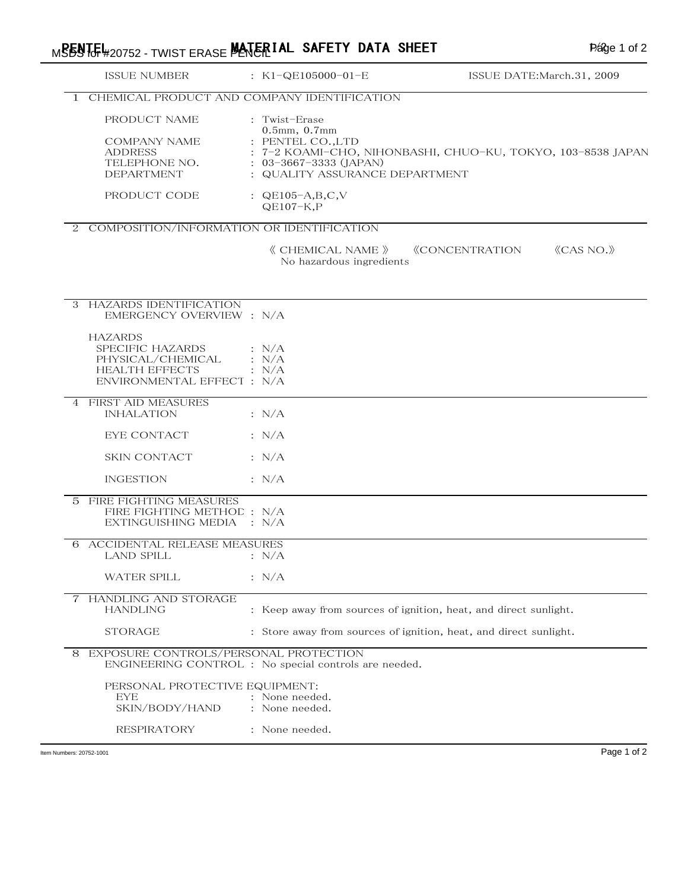# PENTEL MATERIAL SAFETY DATA SHEET

MSDS for #20752 - TWIST ERASE PENCIL

| | | |
|---|---|---|
| ISSUE NUMBER | : K1-QE105000-01-E | ISSUE DATE:March.31, 2009 |

## 1 CHEMICAL PRODUCT AND COMPANY IDENTIFICATION

PRODUCT NAME : Twist-Erase
0.5mm, 0.7mm

COMPANY NAME : PENTEL CO.,LTD
ADDRESS : 7-2 KOAMI-CHO, NIHONBASHI, CHUO-KU, TOKYO, 103-8538 JAPAN
TELEPHONE NO. : 03-3667-3333 (JAPAN)
DEPARTMENT : QUALITY ASSURANCE DEPARTMENT

PRODUCT CODE : QE105-A,B,C,V
QE107-K,P

## 2 COMPOSITION/INFORMATION OR IDENTIFICATION

《 CHEMICAL NAME 》 《CONCENTRATION 《CAS NO.》
No hazardous ingredients

## 3 HAZARDS IDENTIFICATION

EMERGENCY OVERVIEW : N/A

HAZARDS
SPECIFIC HAZARDS : N/A
PHYSICAL/CHEMICAL : N/A
HEALTH EFFECTS : N/A
ENVIRONMENTAL EFFECT : N/A

## 4 FIRST AID MEASURES

INHALATION : N/A

EYE CONTACT : N/A

SKIN CONTACT : N/A

INGESTION : N/A

## 5 FIRE FIGHTING MEASURES

FIRE FIGHTING METHOD : N/A
EXTINGUISHING MEDIA : N/A

## 6 ACCIDENTAL RELEASE MEASURES

LAND SPILL : N/A

WATER SPILL : N/A

## 7 HANDLING AND STORAGE

HANDLING : Keep away from sources of ignition, heat, and direct sunlight.

STORAGE : Store away from sources of ignition, heat, and direct sunlight.

## 8 EXPOSURE CONTROLS/PERSONAL PROTECTION

ENGINEERING CONTROL : No special controls are needed.

PERSONAL PROTECTIVE EQUIPMENT:
EYE : None needed.
SKIN/BODY/HAND : None needed.

RESPIRATORY : None needed.

Item Numbers: 20752-1001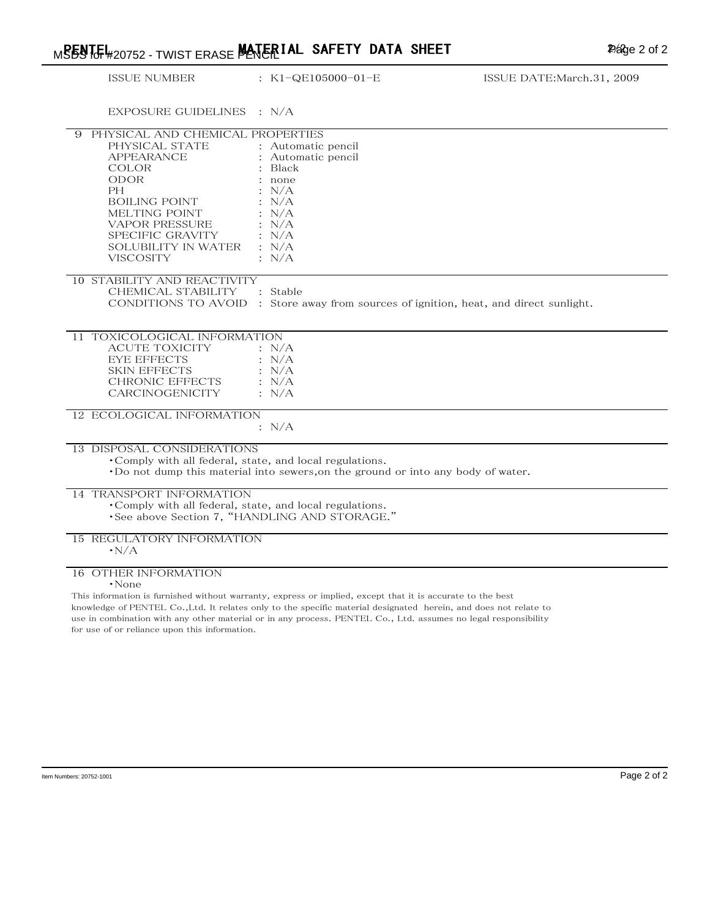| | | |
|---|---|---|
| ISSUE NUMBER | : K1-QE105000-01-E | ISSUE DATE:March.31, 2009 |

EXPOSURE GUIDELINES : N/A

## 9 PHYSICAL AND CHEMICAL PROPERTIES

| | |
|---|---|
| PHYSICAL STATE | : Automatic pencil |
| APPEARANCE | : Automatic pencil |
| COLOR | : Black |
| ODOR | : none |
| PH | : N/A |
| BOILING POINT | : N/A |
| MELTING POINT | : N/A |
| VAPOR PRESSURE | : N/A |
| SPECIFIC GRAVITY | : N/A |
| SOLUBILITY IN WATER | : N/A |
| VISCOSITY | : N/A |

## 10 STABILITY AND REACTIVITY

| | |
|---|---|
| CHEMICAL STABILITY | : Stable |
| CONDITIONS TO AVOID | : Store away from sources of ignition, heat, and direct sunlight. |

## 11 TOXICOLOGICAL INFORMATION

| | |
|---|---|
| ACUTE TOXICITY | : N/A |
| EYE EFFECTS | : N/A |
| SKIN EFFECTS | : N/A |
| CHRONIC EFFECTS | : N/A |
| CARCINOGENICITY | : N/A |

## 12 ECOLOGICAL INFORMATION

: N/A

## 13 DISPOSAL CONSIDERATIONS

・Comply with all federal, state, and local regulations.
・Do not dump this material into sewers,on the ground or into any body of water.

## 14 TRANSPORT INFORMATION

・Comply with all federal, state, and local regulations.
・See above Section 7, "HANDLING AND STORAGE."

## 15 REGULATORY INFORMATION

・N/A

## 16 OTHER INFORMATION

・None

This information is furnished without warranty, express or implied, except that it is accurate to the best knowledge of PENTEL Co.,Ltd. It relates only to the specific material designated herein, and does not relate to use in combination with any other material or in any process. PENTEL Co., Ltd. assumes no legal responsibility for use of or reliance upon this information.

Item Numbers: 20752-1001